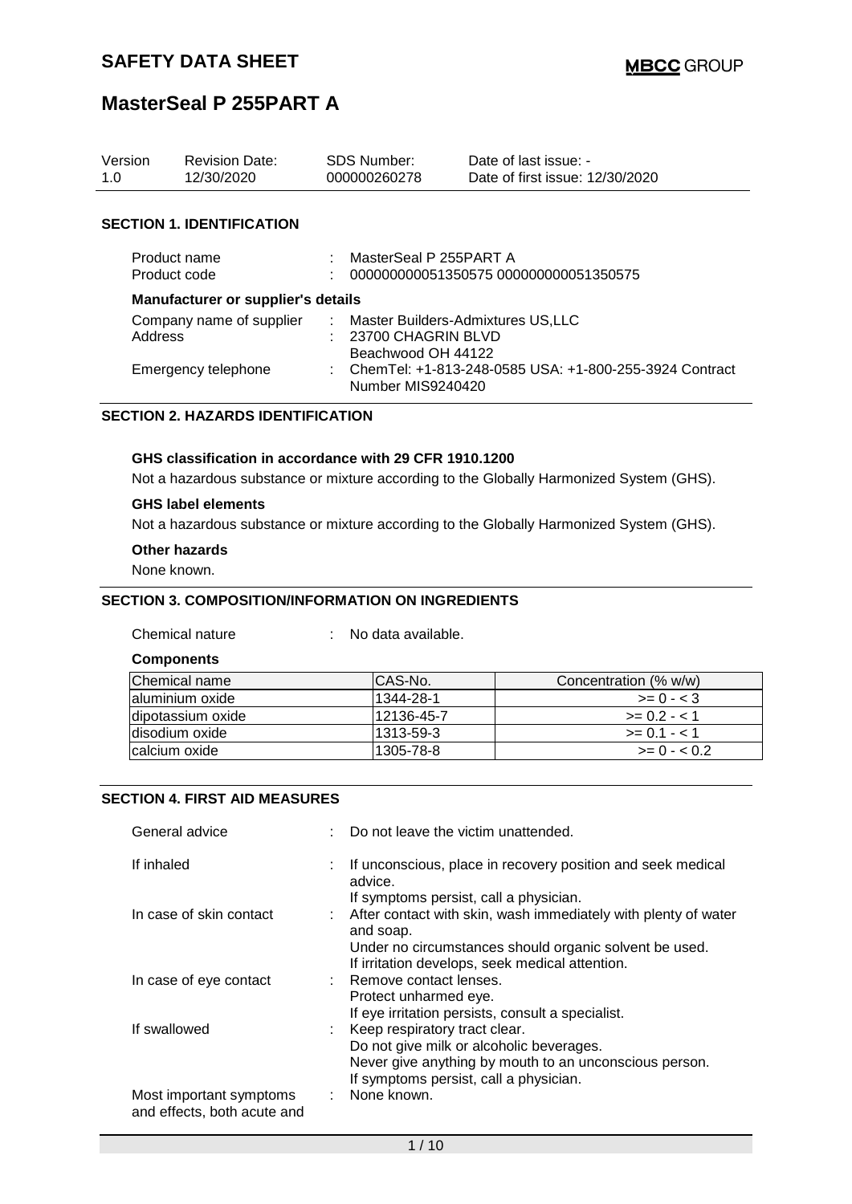# SAFETY DATA SHEET

## MasterSeal P 255PART A

| Version | Revision Date: | SDS Number: | Date of last issue: - |
|---|---|---|---|
| 1.0 | 12/30/2020 | 000000260278 | Date of first issue: 12/30/2020 |

### SECTION 1. IDENTIFICATION

Product name : MasterSeal P 255PART A

Product code : 000000000051350575 000000000051350575

**Manufacturer or supplier's details**

Company name of supplier : Master Builders-Admixtures US,LLC

Address : 23700 CHAGRIN BLVD
Beachwood OH 44122

Emergency telephone : ChemTel: +1-813-248-0585 USA: +1-800-255-3924 Contract Number MIS9240420

### SECTION 2. HAZARDS IDENTIFICATION

**GHS classification in accordance with 29 CFR 1910.1200**

Not a hazardous substance or mixture according to the Globally Harmonized System (GHS).

**GHS label elements**

Not a hazardous substance or mixture according to the Globally Harmonized System (GHS).

**Other hazards**

None known.

### SECTION 3. COMPOSITION/INFORMATION ON INGREDIENTS

Chemical nature : No data available.

**Components**

| Chemical name | CAS-No. | Concentration (% w/w) |
|---|---|---|
| aluminium oxide | 1344-28-1 | >= 0 - < 3 |
| dipotassium oxide | 12136-45-7 | >= 0.2 - < 1 |
| disodium oxide | 1313-59-3 | >= 0.1 - < 1 |
| calcium oxide | 1305-78-8 | >= 0 - < 0.2 |

### SECTION 4. FIRST AID MEASURES

General advice : Do not leave the victim unattended.

If inhaled : If unconscious, place in recovery position and seek medical advice.
If symptoms persist, call a physician.

In case of skin contact : After contact with skin, wash immediately with plenty of water and soap.
Under no circumstances should organic solvent be used.
If irritation develops, seek medical attention.

In case of eye contact : Remove contact lenses.
Protect unharmed eye.
If eye irritation persists, consult a specialist.

If swallowed : Keep respiratory tract clear.
Do not give milk or alcoholic beverages.
Never give anything by mouth to an unconscious person.
If symptoms persist, call a physician.

Most important symptoms and effects, both acute and : None known.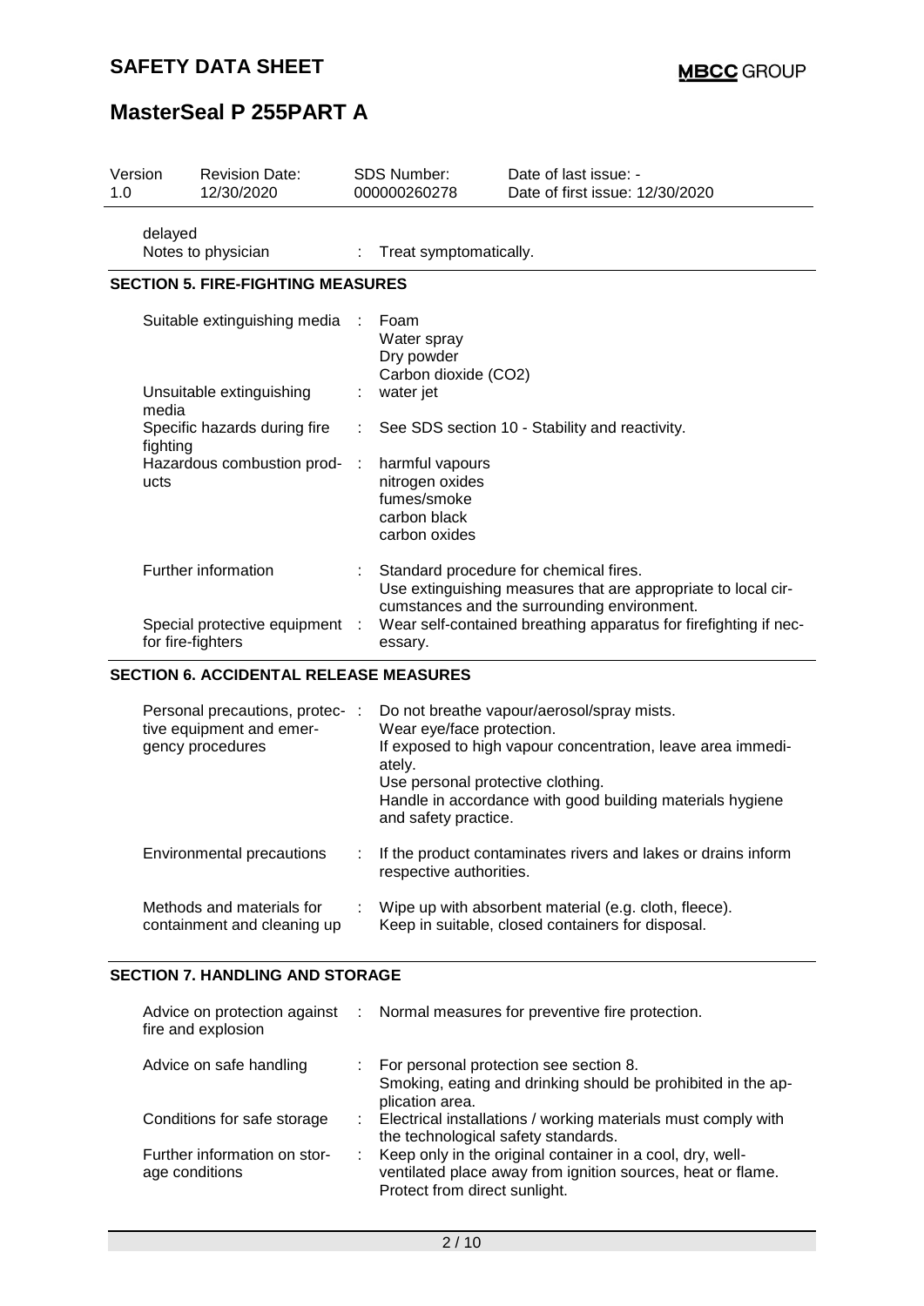| Version 1.0 | Revision Date: 12/30/2020 | SDS Number: 000000260278 | Date of last issue: - Date of first issue: 12/30/2020 |
|---|---|---|---|

| | | |
|---|---|---|
| delayed Notes to physician | : | Treat symptomatically. |

## SECTION 5. FIRE-FIGHTING MEASURES

| | | |
|---|---|---|
| Suitable extinguishing media | : | Foam<br>Water spray<br>Dry powder<br>Carbon dioxide ($CO_2$) |
| Unsuitable extinguishing media | : | water jet |
| Specific hazards during fire fighting | : | See SDS section 10 - Stability and reactivity. |
| Hazardous combustion products | : | harmful vapours<br>nitrogen oxides<br>fumes/smoke<br>carbon black<br>carbon oxides |
| Further information | : | Standard procedure for chemical fires.<br>Use extinguishing measures that are appropriate to local circumstances and the surrounding environment. |
| Special protective equipment for fire-fighters | : | Wear self-contained breathing apparatus for firefighting if necessary. |

## SECTION 6. ACCIDENTAL RELEASE MEASURES

| | | |
|---|---|---|
| Personal precautions, protective equipment and emergency procedures | : | Do not breathe vapour/aerosol/spray mists.<br>Wear eye/face protection.<br>If exposed to high vapour concentration, leave area immediately.<br>Use personal protective clothing.<br>Handle in accordance with good building materials hygiene and safety practice. |
| Environmental precautions | : | If the product contaminates rivers and lakes or drains inform respective authorities. |
| Methods and materials for containment and cleaning up | : | Wipe up with absorbent material (e.g. cloth, fleece).<br>Keep in suitable, closed containers for disposal. |

## SECTION 7. HANDLING AND STORAGE

| | | |
|---|---|---|
| Advice on protection against fire and explosion | : | Normal measures for preventive fire protection. |
| Advice on safe handling | : | For personal protection see section 8.<br>Smoking, eating and drinking should be prohibited in the application area. |
| Conditions for safe storage | : | Electrical installations / working materials must comply with the technological safety standards. |
| Further information on storage conditions | : | Keep only in the original container in a cool, dry, well-ventilated place away from ignition sources, heat or flame.<br>Protect from direct sunlight. |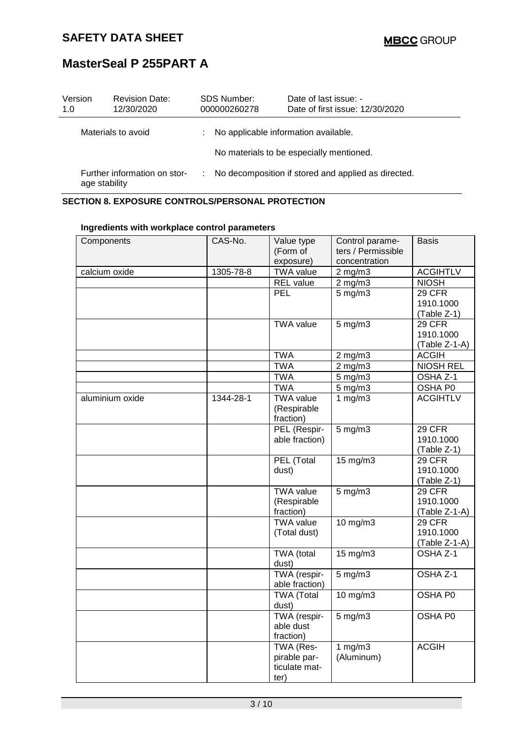| Version 1.0 | Revision Date: 12/30/2020 | SDS Number: 000000260278 | Date of last issue: - Date of first issue: 12/30/2020 |
|---|---|---|---|

Materials to avoid : No applicable information available.

No materials to be especially mentioned.

Further information on storage stability : No decomposition if stored and applied as directed.

## SECTION 8. EXPOSURE CONTROLS/PERSONAL PROTECTION

**Ingredients with workplace control parameters**

| Components | CAS-No. | Value type (Form of exposure) | Control parameters / Permissible concentration | Basis |
|---|---|---|---|---|
| calcium oxide | 1305-78-8 | TWA value | 2 mg/m3 | ACGIHTLV |
| | | REL value | 2 mg/m3 | NIOSH |
| | | PEL | 5 mg/m3 | 29 CFR 1910.1000 (Table Z-1) |
| | | TWA value | 5 mg/m3 | 29 CFR 1910.1000 (Table Z-1-A) |
| | | TWA | 2 mg/m3 | ACGIH |
| | | TWA | 2 mg/m3 | NIOSH REL |
| | | TWA | 5 mg/m3 | OSHA Z-1 |
| | | TWA | 5 mg/m3 | OSHA P0 |
| aluminium oxide | 1344-28-1 | TWA value (Respirable fraction) | 1 mg/m3 | ACGIHTLV |
| | | PEL (Respirable fraction) | 5 mg/m3 | 29 CFR 1910.1000 (Table Z-1) |
| | | PEL (Total dust) | 15 mg/m3 | 29 CFR 1910.1000 (Table Z-1) |
| | | TWA value (Respirable fraction) | 5 mg/m3 | 29 CFR 1910.1000 (Table Z-1-A) |
| | | TWA value (Total dust) | 10 mg/m3 | 29 CFR 1910.1000 (Table Z-1-A) |
| | | TWA (total dust) | 15 mg/m3 | OSHA Z-1 |
| | | TWA (respirable fraction) | 5 mg/m3 | OSHA Z-1 |
| | | TWA (Total dust) | 10 mg/m3 | OSHA P0 |
| | | TWA (respirable dust fraction) | 5 mg/m3 | OSHA P0 |
| | | TWA (Respirable particulate matter) | 1 mg/m3 (Aluminum) | ACGIH |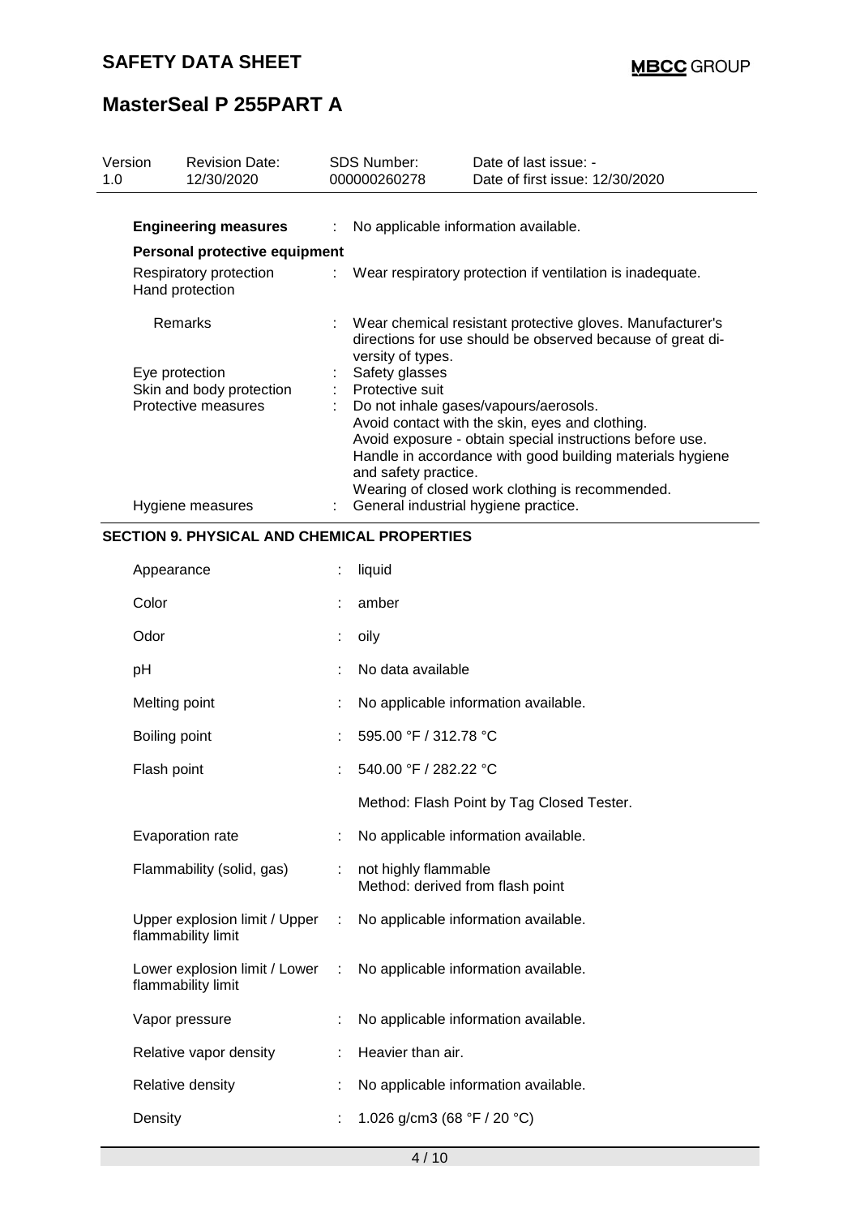| Version 1.0 | Revision Date: 12/30/2020 | SDS Number: 000000260278 | Date of last issue: - Date of first issue: 12/30/2020 |
|---|---|---|---|

**Engineering measures** : No applicable information available.

**Personal protective equipment**

| | | |
|---|---|---|
| Respiratory protection | : | Wear respiratory protection if ventilation is inadequate. |
| Hand protection | | |
| Remarks | : | Wear chemical resistant protective gloves. Manufacturer's directions for use should be observed because of great diversity of types. |
| Eye protection | : | Safety glasses |
| Skin and body protection | : | Protective suit |
| Protective measures | : | Do not inhale gases/vapours/aerosols. Avoid contact with the skin, eyes and clothing. Avoid exposure - obtain special instructions before use. Handle in accordance with good building materials hygiene and safety practice. Wearing of closed work clothing is recommended. |
| Hygiene measures | : | General industrial hygiene practice. |

## SECTION 9. PHYSICAL AND CHEMICAL PROPERTIES

| | | |
|---|---|---|
| Appearance | : | liquid |
| Color | : | amber |
| Odor | : | oily |
| pH | : | No data available |
| Melting point | : | No applicable information available. |
| Boiling point | : | 595.00 °F / 312.78 °C |
| Flash point | : | 540.00 °F / 282.22 °C<br>Method: Flash Point by Tag Closed Tester. |
| Evaporation rate | : | No applicable information available. |
| Flammability (solid, gas) | : | not highly flammable<br>Method: derived from flash point |
| Upper explosion limit / Upper flammability limit | : | No applicable information available. |
| Lower explosion limit / Lower flammability limit | : | No applicable information available. |
| Vapor pressure | : | No applicable information available. |
| Relative vapor density | : | Heavier than air. |
| Relative density | : | No applicable information available. |
| Density | : | 1.026 g/cm3 (68 °F / 20 °C) |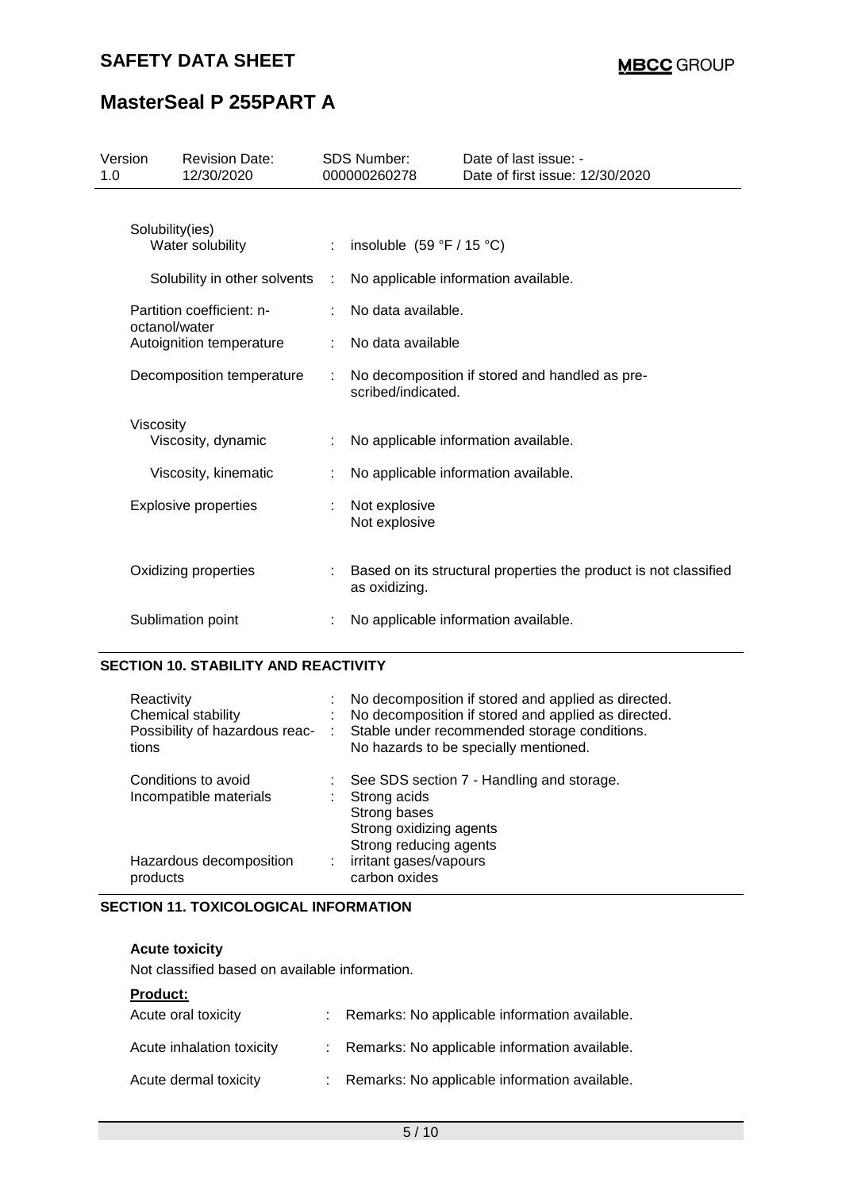| | | |
|---|---|---|
| Solubility(ies) | | |
| Water solubility | : | insoluble (59 °F / 15 °C) |
| Solubility in other solvents | : | No applicable information available. |
| Partition coefficient: n-octanol/water | : | No data available. |
| Autoignition temperature | : | No data available |
| Decomposition temperature | : | No decomposition if stored and handled as prescribed/indicated. |
| Viscosity | | |
| Viscosity, dynamic | : | No applicable information available. |
| Viscosity, kinematic | : | No applicable information available. |
| Explosive properties | : | Not explosive<br>Not explosive |
| Oxidizing properties | : | Based on its structural properties the product is not classified as oxidizing. |
| Sublimation point | : | No applicable information available. |

## SECTION 10. STABILITY AND REACTIVITY

| | | |
|---|---|---|
| Reactivity | : | No decomposition if stored and applied as directed. |
| Chemical stability | : | No decomposition if stored and applied as directed. |
| Possibility of hazardous reactions | : | Stable under recommended storage conditions.<br>No hazards to be specially mentioned. |
| Conditions to avoid | : | See SDS section 7 - Handling and storage. |
| Incompatible materials | : | Strong acids<br>Strong bases<br>Strong oxidizing agents<br>Strong reducing agents |
| Hazardous decomposition products | : | irritant gases/vapours<br>carbon oxides |

## SECTION 11. TOXICOLOGICAL INFORMATION

**Acute toxicity**

Not classified based on available information.

**Product:**

| | | |
|---|---|---|
| Acute oral toxicity | : | Remarks: No applicable information available. |
| Acute inhalation toxicity | : | Remarks: No applicable information available. |
| Acute dermal toxicity | : | Remarks: No applicable information available. |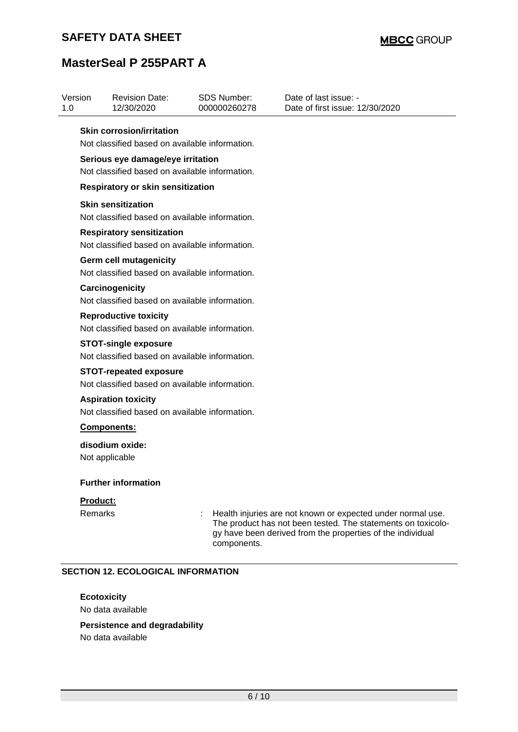**Skin corrosion/irritation**

Not classified based on available information.

**Serious eye damage/eye irritation**

Not classified based on available information.

**Respiratory or skin sensitization**

**Skin sensitization**

Not classified based on available information.

**Respiratory sensitization**

Not classified based on available information.

**Germ cell mutagenicity**

Not classified based on available information.

**Carcinogenicity**

Not classified based on available information.

**Reproductive toxicity**

Not classified based on available information.

**STOT-single exposure**

Not classified based on available information.

**STOT-repeated exposure**

Not classified based on available information.

**Aspiration toxicity**

Not classified based on available information.

**Components:**

**disodium oxide:**

Not applicable

**Further information**

**Product:**

Remarks : Health injuries are not known or expected under normal use. The product has not been tested. The statements on toxicology have been derived from the properties of the individual components.

## SECTION 12. ECOLOGICAL INFORMATION

**Ecotoxicity**

No data available

**Persistence and degradability**

No data available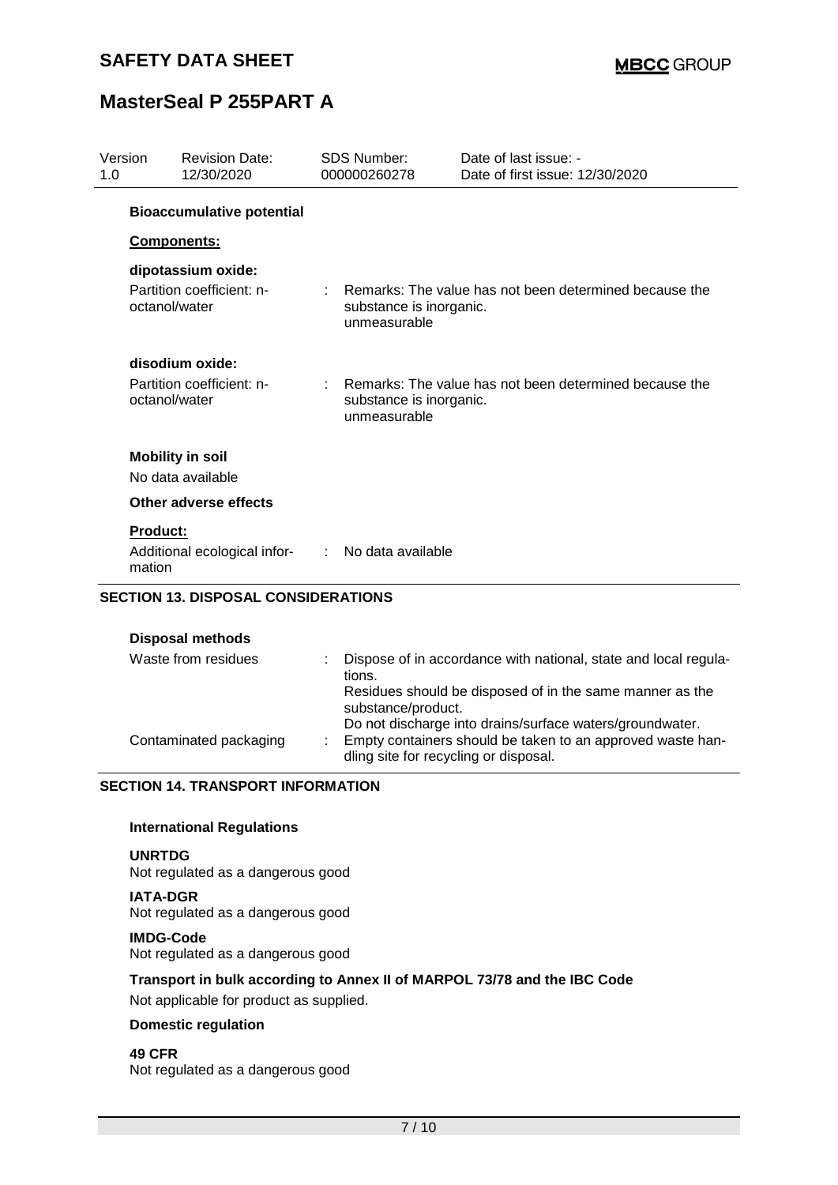**Bioaccumulative potential**

**Components:**

**dipotassium oxide:**

| | | |
|---|---|---|
| Partition coefficient: n-octanol/water | : | Remarks: The value has not been determined because the substance is inorganic.<br>unmeasurable |

**disodium oxide:**

| | | |
|---|---|---|
| Partition coefficient: n-octanol/water | : | Remarks: The value has not been determined because the substance is inorganic.<br>unmeasurable |

**Mobility in soil**

No data available

**Other adverse effects**

**Product:**

| | | |
|---|---|---|
| Additional ecological information | : | No data available |

## SECTION 13. DISPOSAL CONSIDERATIONS

**Disposal methods**

| | | |
|---|---|---|
| Waste from residues | : | Dispose of in accordance with national, state and local regulations.<br>Residues should be disposed of in the same manner as the substance/product.<br>Do not discharge into drains/surface waters/groundwater. |
| Contaminated packaging | : | Empty containers should be taken to an approved waste handling site for recycling or disposal. |

## SECTION 14. TRANSPORT INFORMATION

**International Regulations**

**UNRTDG**
Not regulated as a dangerous good

**IATA-DGR**
Not regulated as a dangerous good

**IMDG-Code**
Not regulated as a dangerous good

**Transport in bulk according to Annex II of MARPOL 73/78 and the IBC Code**

Not applicable for product as supplied.

**Domestic regulation**

**49 CFR**
Not regulated as a dangerous good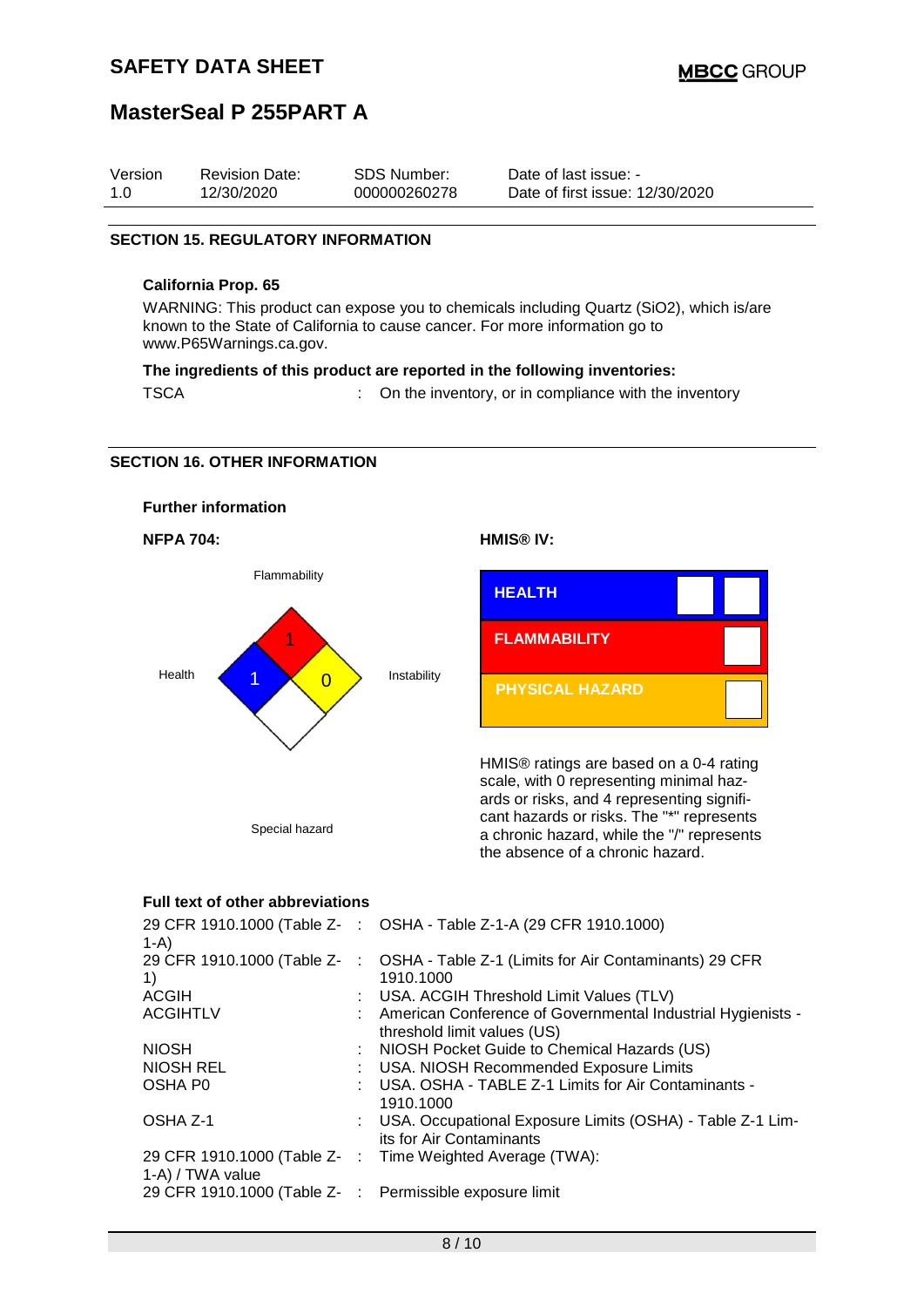# MasterSeal P 255PART A

| Version | Revision Date: | SDS Number: | Date of last issue: - |
|---|---|---|---|
| 1.0 | 12/30/2020 | 000000260278 | Date of first issue: 12/30/2020 |

## SECTION 15. REGULATORY INFORMATION

**California Prop. 65**

WARNING: This product can expose you to chemicals including Quartz ($SiO_2$), which is/are known to the State of California to cause cancer. For more information go to www.P65Warnings.ca.gov.

**The ingredients of this product are reported in the following inventories:**

TSCA : On the inventory, or in compliance with the inventory

## SECTION 16. OTHER INFORMATION

**Further information**

**NFPA 704:**

Flammability: 1
Health: 1
Instability: 0
Special hazard

**HMIS® IV:**

| | |
|---|---|
| HEALTH | |
| FLAMMABILITY | |
| PHYSICAL HAZARD | |

HMIS® ratings are based on a 0-4 rating scale, with 0 representing minimal hazards or risks, and 4 representing significant hazards or risks. The "*" represents a chronic hazard, while the "/" represents the absence of a chronic hazard.

**Full text of other abbreviations**

| | |
|---|---|
| 29 CFR 1910.1000 (Table Z-1-A) | OSHA - Table Z-1-A (29 CFR 1910.1000) |
| 29 CFR 1910.1000 (Table Z-1) | OSHA - Table Z-1 (Limits for Air Contaminants) 29 CFR 1910.1000 |
| ACGIH | USA. ACGIH Threshold Limit Values (TLV) |
| ACGIHTLV | American Conference of Governmental Industrial Hygienists - threshold limit values (US) |
| NIOSH | NIOSH Pocket Guide to Chemical Hazards (US) |
| NIOSH REL | USA. NIOSH Recommended Exposure Limits |
| OSHA P0 | USA. OSHA - TABLE Z-1 Limits for Air Contaminants - 1910.1000 |
| OSHA Z-1 | USA. Occupational Exposure Limits (OSHA) - Table Z-1 Limits for Air Contaminants |
| 29 CFR 1910.1000 (Table Z-1-A) / TWA value | Time Weighted Average (TWA): |
| 29 CFR 1910.1000 (Table Z- | Permissible exposure limit |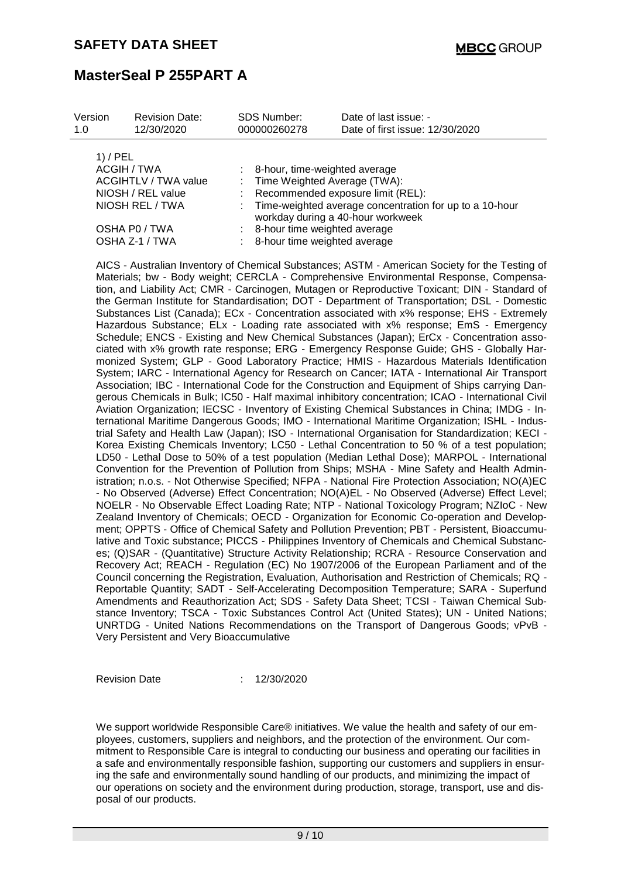| Version | Revision Date: | SDS Number: | Date of last issue: - |
|---|---|---|---|
| 1.0 | 12/30/2020 | 000000260278 | Date of first issue: 12/30/2020 |

1) / PEL

| | | |
|---|---|---|
| ACGIH / TWA | : | 8-hour, time-weighted average |
| ACGIHTLV / TWA value | : | Time Weighted Average (TWA): |
| NIOSH / REL value | : | Recommended exposure limit (REL): |
| NIOSH REL / TWA | : | Time-weighted average concentration for up to a 10-hour workday during a 40-hour workweek |
| OSHA P0 / TWA | : | 8-hour time weighted average |
| OSHA Z-1 / TWA | : | 8-hour time weighted average |

AICS - Australian Inventory of Chemical Substances; ASTM - American Society for the Testing of Materials; bw - Body weight; CERCLA - Comprehensive Environmental Response, Compensation, and Liability Act; CMR - Carcinogen, Mutagen or Reproductive Toxicant; DIN - Standard of the German Institute for Standardisation; DOT - Department of Transportation; DSL - Domestic Substances List (Canada); ECx - Concentration associated with x% response; EHS - Extremely Hazardous Substance; ELx - Loading rate associated with x% response; EmS - Emergency Schedule; ENCS - Existing and New Chemical Substances (Japan); ErCx - Concentration associated with x% growth rate response; ERG - Emergency Response Guide; GHS - Globally Harmonized System; GLP - Good Laboratory Practice; HMIS - Hazardous Materials Identification System; IARC - International Agency for Research on Cancer; IATA - International Air Transport Association; IBC - International Code for the Construction and Equipment of Ships carrying Dangerous Chemicals in Bulk; IC50 - Half maximal inhibitory concentration; ICAO - International Civil Aviation Organization; IECSC - Inventory of Existing Chemical Substances in China; IMDG - International Maritime Dangerous Goods; IMO - International Maritime Organization; ISHL - Industrial Safety and Health Law (Japan); ISO - International Organisation for Standardization; KECI - Korea Existing Chemicals Inventory; LC50 - Lethal Concentration to 50 % of a test population; LD50 - Lethal Dose to 50% of a test population (Median Lethal Dose); MARPOL - International Convention for the Prevention of Pollution from Ships; MSHA - Mine Safety and Health Administration; n.o.s. - Not Otherwise Specified; NFPA - National Fire Protection Association; NO(A)EC - No Observed (Adverse) Effect Concentration; NO(A)EL - No Observed (Adverse) Effect Level; NOELR - No Observable Effect Loading Rate; NTP - National Toxicology Program; NZIoC - New Zealand Inventory of Chemicals; OECD - Organization for Economic Co-operation and Development; OPPTS - Office of Chemical Safety and Pollution Prevention; PBT - Persistent, Bioaccumulative and Toxic substance; PICCS - Philippines Inventory of Chemicals and Chemical Substances; (Q)SAR - (Quantitative) Structure Activity Relationship; RCRA - Resource Conservation and Recovery Act; REACH - Regulation (EC) No 1907/2006 of the European Parliament and of the Council concerning the Registration, Evaluation, Authorisation and Restriction of Chemicals; RQ - Reportable Quantity; SADT - Self-Accelerating Decomposition Temperature; SARA - Superfund Amendments and Reauthorization Act; SDS - Safety Data Sheet; TCSI - Taiwan Chemical Substance Inventory; TSCA - Toxic Substances Control Act (United States); UN - United Nations; UNRTDG - United Nations Recommendations on the Transport of Dangerous Goods; vPvB - Very Persistent and Very Bioaccumulative

Revision Date : 12/30/2020

We support worldwide Responsible Care® initiatives. We value the health and safety of our employees, customers, suppliers and neighbors, and the protection of the environment. Our commitment to Responsible Care is integral to conducting our business and operating our facilities in a safe and environmentally responsible fashion, supporting our customers and suppliers in ensuring the safe and environmentally sound handling of our products, and minimizing the impact of our operations on society and the environment during production, storage, transport, use and disposal of our products.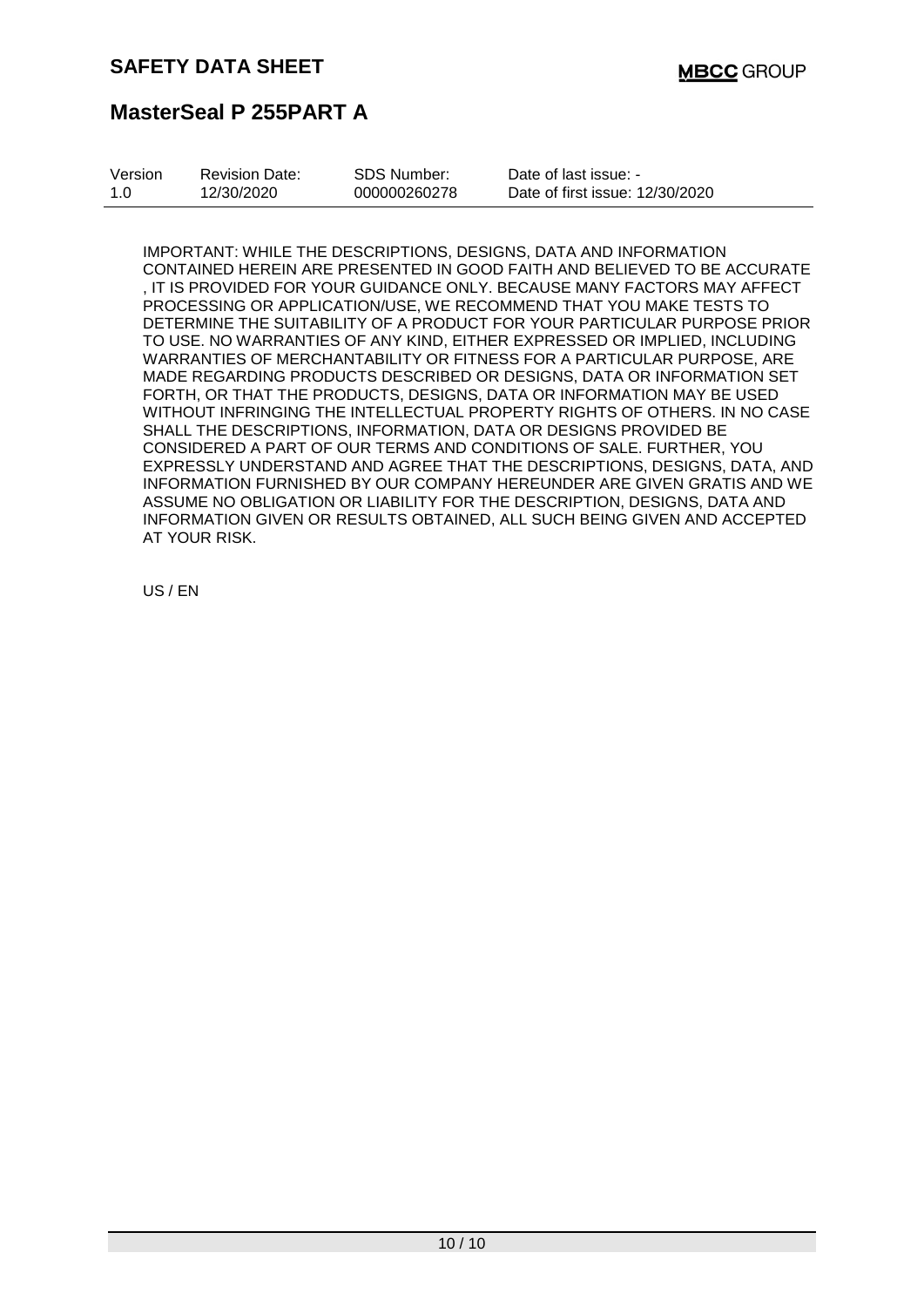IMPORTANT: WHILE THE DESCRIPTIONS, DESIGNS, DATA AND INFORMATION CONTAINED HEREIN ARE PRESENTED IN GOOD FAITH AND BELIEVED TO BE ACCURATE , IT IS PROVIDED FOR YOUR GUIDANCE ONLY. BECAUSE MANY FACTORS MAY AFFECT PROCESSING OR APPLICATION/USE, WE RECOMMEND THAT YOU MAKE TESTS TO DETERMINE THE SUITABILITY OF A PRODUCT FOR YOUR PARTICULAR PURPOSE PRIOR TO USE. NO WARRANTIES OF ANY KIND, EITHER EXPRESSED OR IMPLIED, INCLUDING WARRANTIES OF MERCHANTABILITY OR FITNESS FOR A PARTICULAR PURPOSE, ARE MADE REGARDING PRODUCTS DESCRIBED OR DESIGNS, DATA OR INFORMATION SET FORTH, OR THAT THE PRODUCTS, DESIGNS, DATA OR INFORMATION MAY BE USED WITHOUT INFRINGING THE INTELLECTUAL PROPERTY RIGHTS OF OTHERS. IN NO CASE SHALL THE DESCRIPTIONS, INFORMATION, DATA OR DESIGNS PROVIDED BE CONSIDERED A PART OF OUR TERMS AND CONDITIONS OF SALE. FURTHER, YOU EXPRESSLY UNDERSTAND AND AGREE THAT THE DESCRIPTIONS, DESIGNS, DATA, AND INFORMATION FURNISHED BY OUR COMPANY HEREUNDER ARE GIVEN GRATIS AND WE ASSUME NO OBLIGATION OR LIABILITY FOR THE DESCRIPTION, DESIGNS, DATA AND INFORMATION GIVEN OR RESULTS OBTAINED, ALL SUCH BEING GIVEN AND ACCEPTED AT YOUR RISK.

US / EN